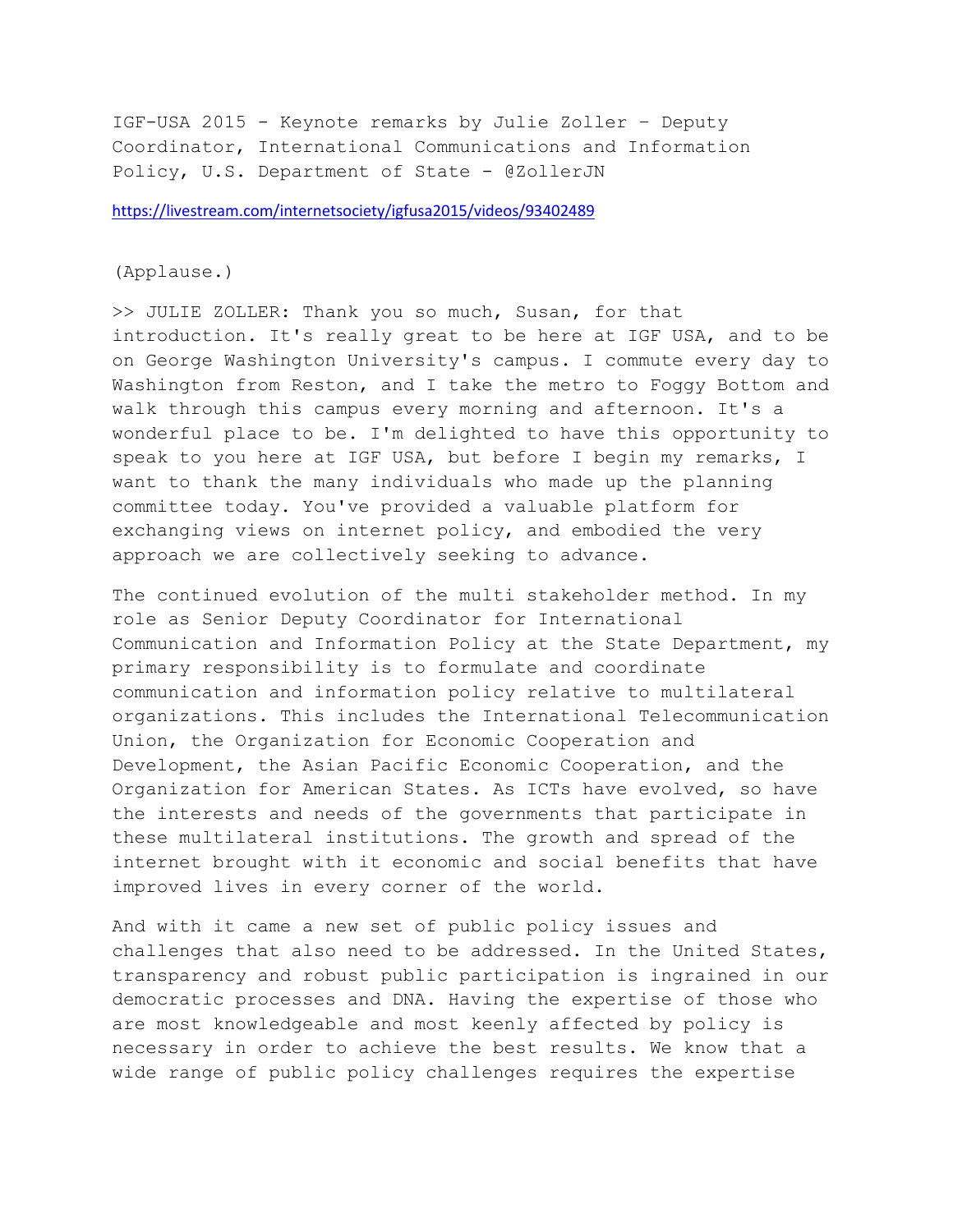IGF-USA 2015 - Keynote remarks by Julie Zoller – Deputy Coordinator, International Communications and Information Policy, U.S. Department of State - @ZollerJN

https://livestream.com/internetsociety/igfusa2015/videos/93402489

(Applause.)

>> JULIE ZOLLER: Thank you so much, Susan, for that introduction. It's really great to be here at IGF USA, and to be on George Washington University's campus. I commute every day to Washington from Reston, and I take the metro to Foggy Bottom and walk through this campus every morning and afternoon. It's a wonderful place to be. I'm delighted to have this opportunity to speak to you here at IGF USA, but before I begin my remarks, I want to thank the many individuals who made up the planning committee today. You've provided a valuable platform for exchanging views on internet policy, and embodied the very approach we are collectively seeking to advance.

The continued evolution of the multi stakeholder method. In my role as Senior Deputy Coordinator for International Communication and Information Policy at the State Department, my primary responsibility is to formulate and coordinate communication and information policy relative to multilateral organizations. This includes the International Telecommunication Union, the Organization for Economic Cooperation and Development, the Asian Pacific Economic Cooperation, and the Organization for American States. As ICTs have evolved, so have the interests and needs of the governments that participate in these multilateral institutions. The growth and spread of the internet brought with it economic and social benefits that have improved lives in every corner of the world.

And with it came a new set of public policy issues and challenges that also need to be addressed. In the United States, transparency and robust public participation is ingrained in our democratic processes and DNA. Having the expertise of those who are most knowledgeable and most keenly affected by policy is necessary in order to achieve the best results. We know that a wide range of public policy challenges requires the expertise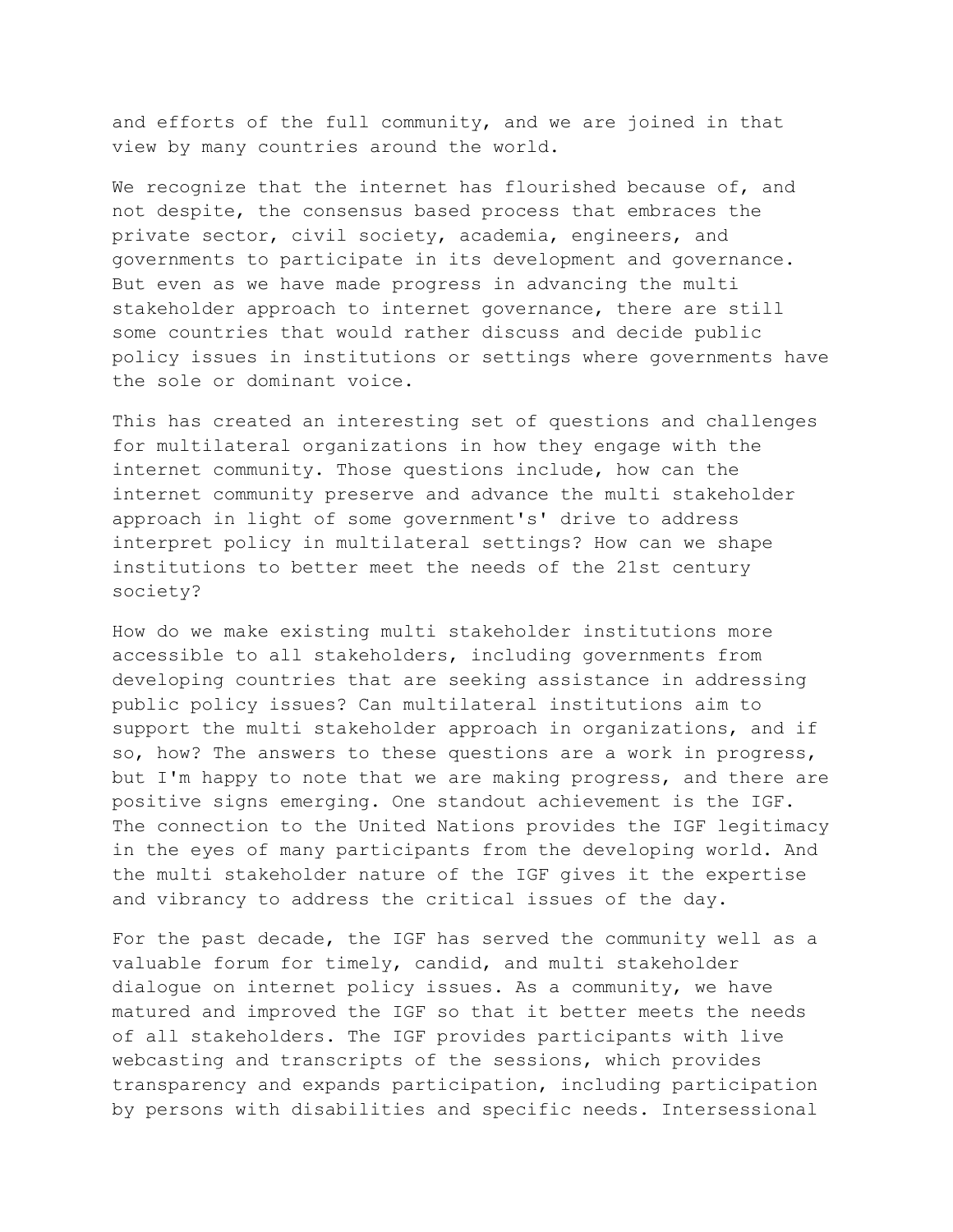and efforts of the full community, and we are joined in that view by many countries around the world.

We recognize that the internet has flourished because of, and not despite, the consensus based process that embraces the private sector, civil society, academia, engineers, and governments to participate in its development and governance. But even as we have made progress in advancing the multi stakeholder approach to internet governance, there are still some countries that would rather discuss and decide public policy issues in institutions or settings where governments have the sole or dominant voice.

This has created an interesting set of questions and challenges for multilateral organizations in how they engage with the internet community. Those questions include, how can the internet community preserve and advance the multi stakeholder approach in light of some government's' drive to address interpret policy in multilateral settings? How can we shape institutions to better meet the needs of the 21st century society?

How do we make existing multi stakeholder institutions more accessible to all stakeholders, including governments from developing countries that are seeking assistance in addressing public policy issues? Can multilateral institutions aim to support the multi stakeholder approach in organizations, and if so, how? The answers to these questions are a work in progress, but I'm happy to note that we are making progress, and there are positive signs emerging. One standout achievement is the IGF. The connection to the United Nations provides the IGF legitimacy in the eyes of many participants from the developing world. And the multi stakeholder nature of the IGF gives it the expertise and vibrancy to address the critical issues of the day.

For the past decade, the IGF has served the community well as a valuable forum for timely, candid, and multi stakeholder dialogue on internet policy issues. As a community, we have matured and improved the IGF so that it better meets the needs of all stakeholders. The IGF provides participants with live webcasting and transcripts of the sessions, which provides transparency and expands participation, including participation by persons with disabilities and specific needs. Intersessional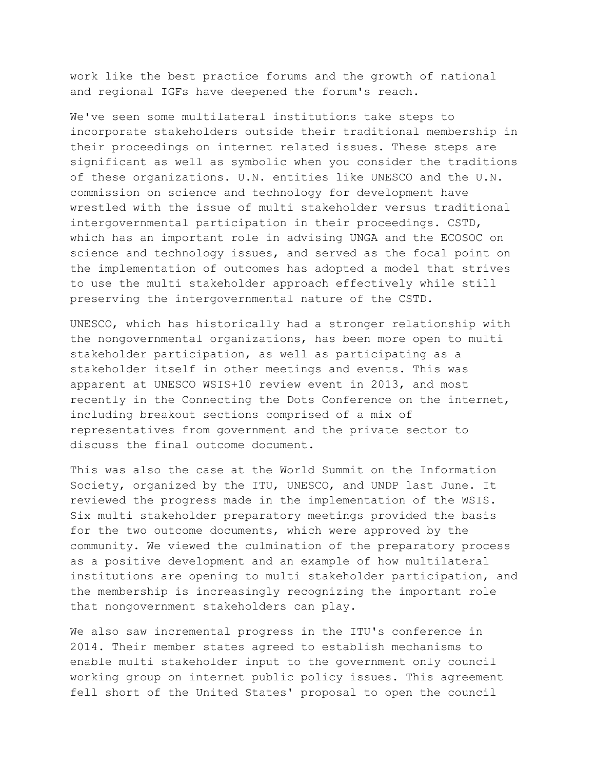work like the best practice forums and the growth of national and regional IGFs have deepened the forum's reach.

We've seen some multilateral institutions take steps to incorporate stakeholders outside their traditional membership in their proceedings on internet related issues. These steps are significant as well as symbolic when you consider the traditions of these organizations. U.N. entities like UNESCO and the U.N. commission on science and technology for development have wrestled with the issue of multi stakeholder versus traditional intergovernmental participation in their proceedings. CSTD, which has an important role in advising UNGA and the ECOSOC on science and technology issues, and served as the focal point on the implementation of outcomes has adopted a model that strives to use the multi stakeholder approach effectively while still preserving the intergovernmental nature of the CSTD.

UNESCO, which has historically had a stronger relationship with the nongovernmental organizations, has been more open to multi stakeholder participation, as well as participating as a stakeholder itself in other meetings and events. This was apparent at UNESCO WSIS+10 review event in 2013, and most recently in the Connecting the Dots Conference on the internet, including breakout sections comprised of a mix of representatives from government and the private sector to discuss the final outcome document.

This was also the case at the World Summit on the Information Society, organized by the ITU, UNESCO, and UNDP last June. It reviewed the progress made in the implementation of the WSIS. Six multi stakeholder preparatory meetings provided the basis for the two outcome documents, which were approved by the community. We viewed the culmination of the preparatory process as a positive development and an example of how multilateral institutions are opening to multi stakeholder participation, and the membership is increasingly recognizing the important role that nongovernment stakeholders can play.

We also saw incremental progress in the ITU's conference in 2014. Their member states agreed to establish mechanisms to enable multi stakeholder input to the government only council working group on internet public policy issues. This agreement fell short of the United States' proposal to open the council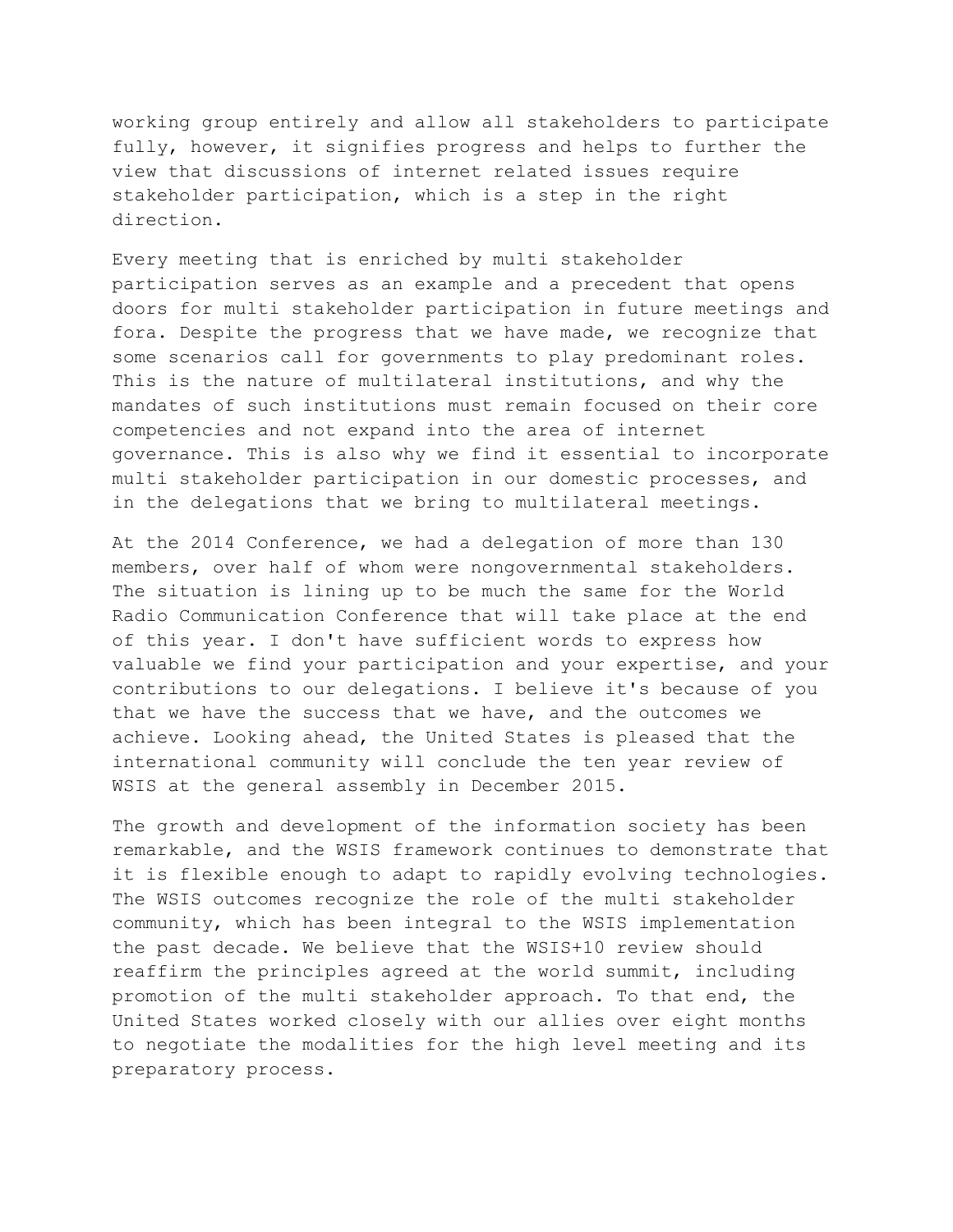working group entirely and allow all stakeholders to participate fully, however, it signifies progress and helps to further the view that discussions of internet related issues require stakeholder participation, which is a step in the right direction.

Every meeting that is enriched by multi stakeholder participation serves as an example and a precedent that opens doors for multi stakeholder participation in future meetings and fora. Despite the progress that we have made, we recognize that some scenarios call for governments to play predominant roles. This is the nature of multilateral institutions, and why the mandates of such institutions must remain focused on their core competencies and not expand into the area of internet governance. This is also why we find it essential to incorporate multi stakeholder participation in our domestic processes, and in the delegations that we bring to multilateral meetings.

At the 2014 Conference, we had a delegation of more than 130 members, over half of whom were nongovernmental stakeholders. The situation is lining up to be much the same for the World Radio Communication Conference that will take place at the end of this year. I don't have sufficient words to express how valuable we find your participation and your expertise, and your contributions to our delegations. I believe it's because of you that we have the success that we have, and the outcomes we achieve. Looking ahead, the United States is pleased that the international community will conclude the ten year review of WSIS at the general assembly in December 2015.

The growth and development of the information society has been remarkable, and the WSIS framework continues to demonstrate that it is flexible enough to adapt to rapidly evolving technologies. The WSIS outcomes recognize the role of the multi stakeholder community, which has been integral to the WSIS implementation the past decade. We believe that the WSIS+10 review should reaffirm the principles agreed at the world summit, including promotion of the multi stakeholder approach. To that end, the United States worked closely with our allies over eight months to negotiate the modalities for the high level meeting and its preparatory process.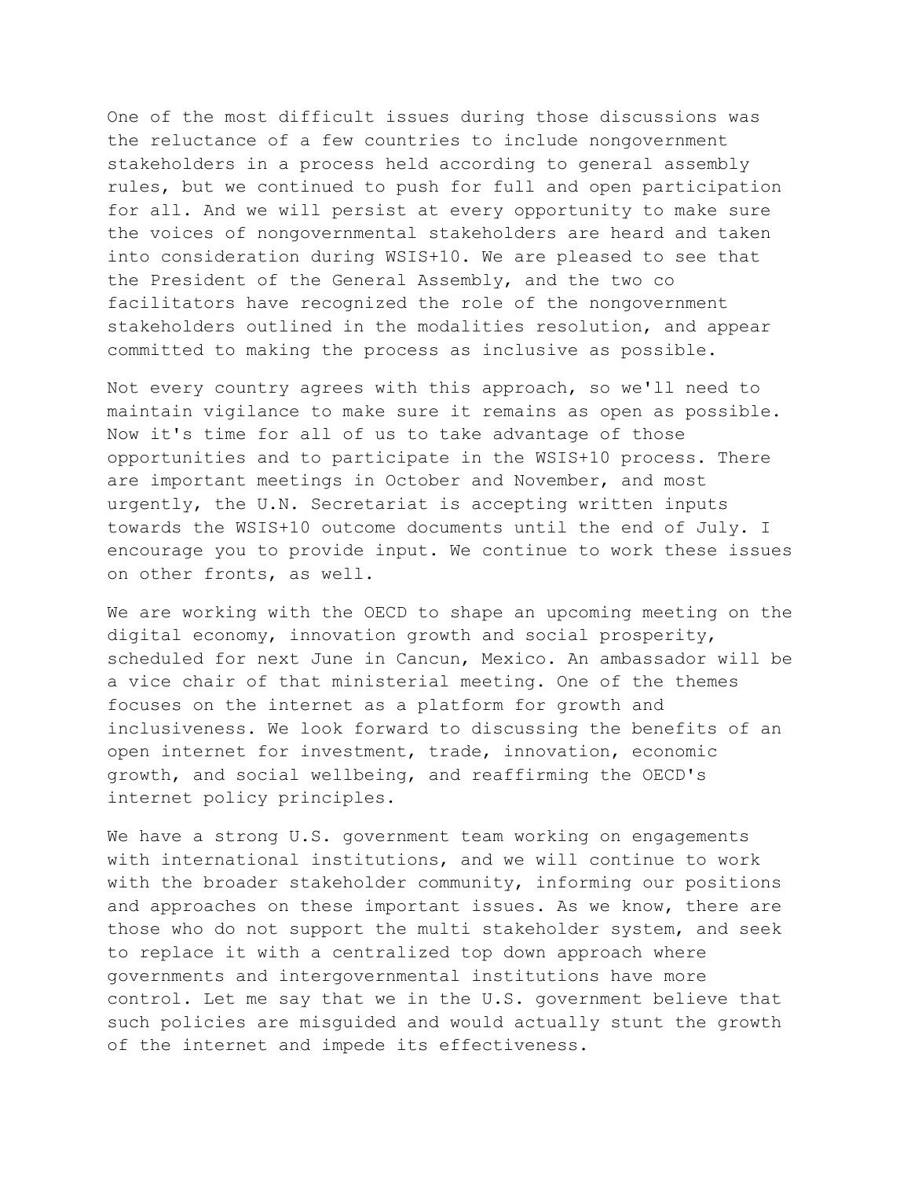One of the most difficult issues during those discussions was the reluctance of a few countries to include nongovernment stakeholders in a process held according to general assembly rules, but we continued to push for full and open participation for all. And we will persist at every opportunity to make sure the voices of nongovernmental stakeholders are heard and taken into consideration during WSIS+10. We are pleased to see that the President of the General Assembly, and the two co facilitators have recognized the role of the nongovernment stakeholders outlined in the modalities resolution, and appear committed to making the process as inclusive as possible.

Not every country agrees with this approach, so we'll need to maintain vigilance to make sure it remains as open as possible. Now it's time for all of us to take advantage of those opportunities and to participate in the WSIS+10 process. There are important meetings in October and November, and most urgently, the U.N. Secretariat is accepting written inputs towards the WSIS+10 outcome documents until the end of July. I encourage you to provide input. We continue to work these issues on other fronts, as well.

We are working with the OECD to shape an upcoming meeting on the digital economy, innovation growth and social prosperity, scheduled for next June in Cancun, Mexico. An ambassador will be a vice chair of that ministerial meeting. One of the themes focuses on the internet as a platform for growth and inclusiveness. We look forward to discussing the benefits of an open internet for investment, trade, innovation, economic growth, and social wellbeing, and reaffirming the OECD's internet policy principles.

We have a strong U.S. government team working on engagements with international institutions, and we will continue to work with the broader stakeholder community, informing our positions and approaches on these important issues. As we know, there are those who do not support the multi stakeholder system, and seek to replace it with a centralized top down approach where governments and intergovernmental institutions have more control. Let me say that we in the U.S. government believe that such policies are misguided and would actually stunt the growth of the internet and impede its effectiveness.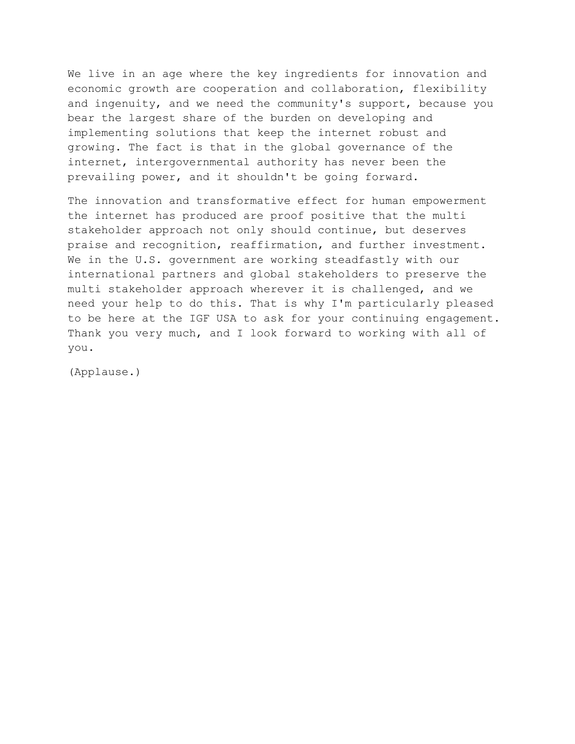We live in an age where the key ingredients for innovation and economic growth are cooperation and collaboration, flexibility and ingenuity, and we need the community's support, because you bear the largest share of the burden on developing and implementing solutions that keep the internet robust and growing. The fact is that in the global governance of the internet, intergovernmental authority has never been the prevailing power, and it shouldn't be going forward.

The innovation and transformative effect for human empowerment the internet has produced are proof positive that the multi stakeholder approach not only should continue, but deserves praise and recognition, reaffirmation, and further investment. We in the U.S. government are working steadfastly with our international partners and global stakeholders to preserve the multi stakeholder approach wherever it is challenged, and we need your help to do this. That is why I'm particularly pleased to be here at the IGF USA to ask for your continuing engagement. Thank you very much, and I look forward to working with all of you.

(Applause.)